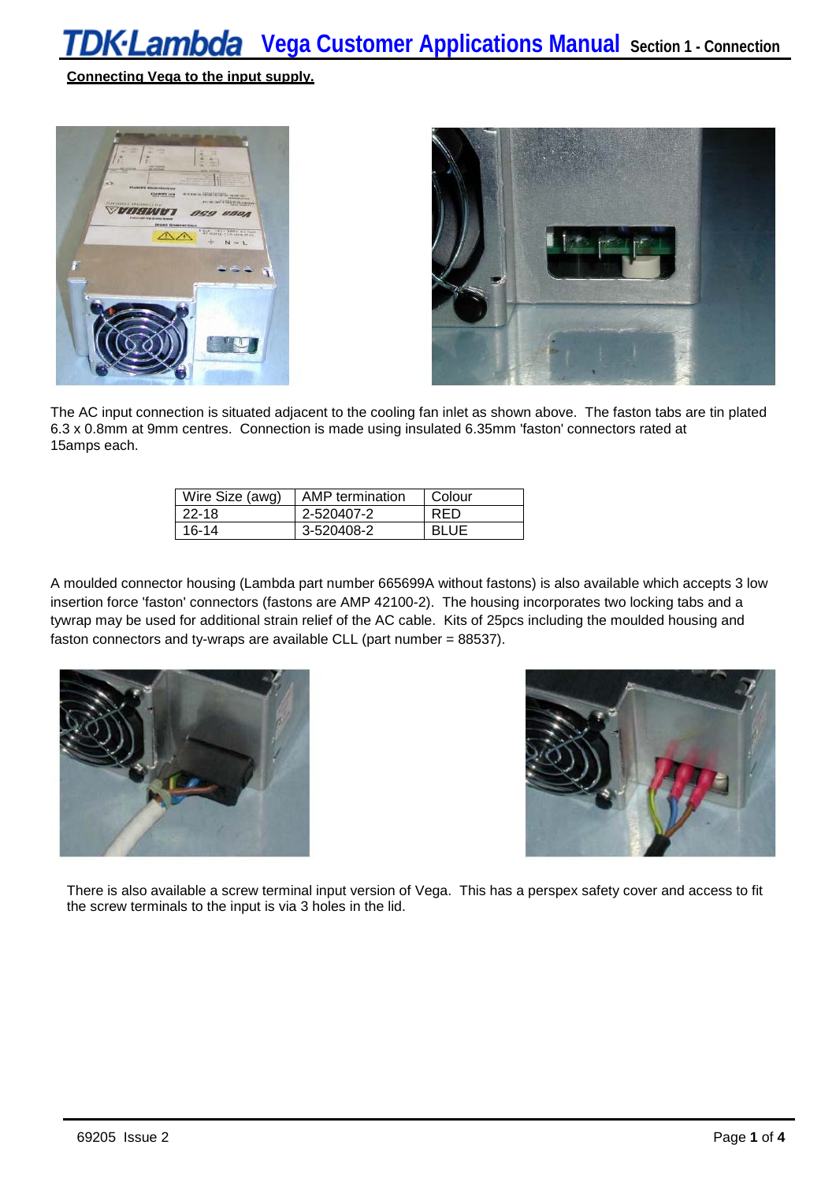**Connecting Vega to the input supply.**

The AC input connection is situated adjacent to the cooling fan inlet as shown above. The faston tabs are tin plated 6.3 x 0.8mm at 9mm centres. Connection is made using insulated 6.35mm 'faston' connectors rated at 15amps each.

| Wire Size (awg) | AMP termination | Colour |
|---|---|---|
| 22-18 | 2-520407-2 | RED |
| 16-14 | 3-520408-2 | BLUE |

A moulded connector housing (Lambda part number 665699A without fastons) is also available which accepts 3 low insertion force 'faston' connectors (fastons are AMP 42100-2). The housing incorporates two locking tabs and a tywrap may be used for additional strain relief of the AC cable. Kits of 25pcs including the moulded housing and faston connectors and ty-wraps are available CLL (part number = 88537).

There is also available a screw terminal input version of Vega. This has a perspex safety cover and access to fit the screw terminals to the input is via 3 holes in the lid.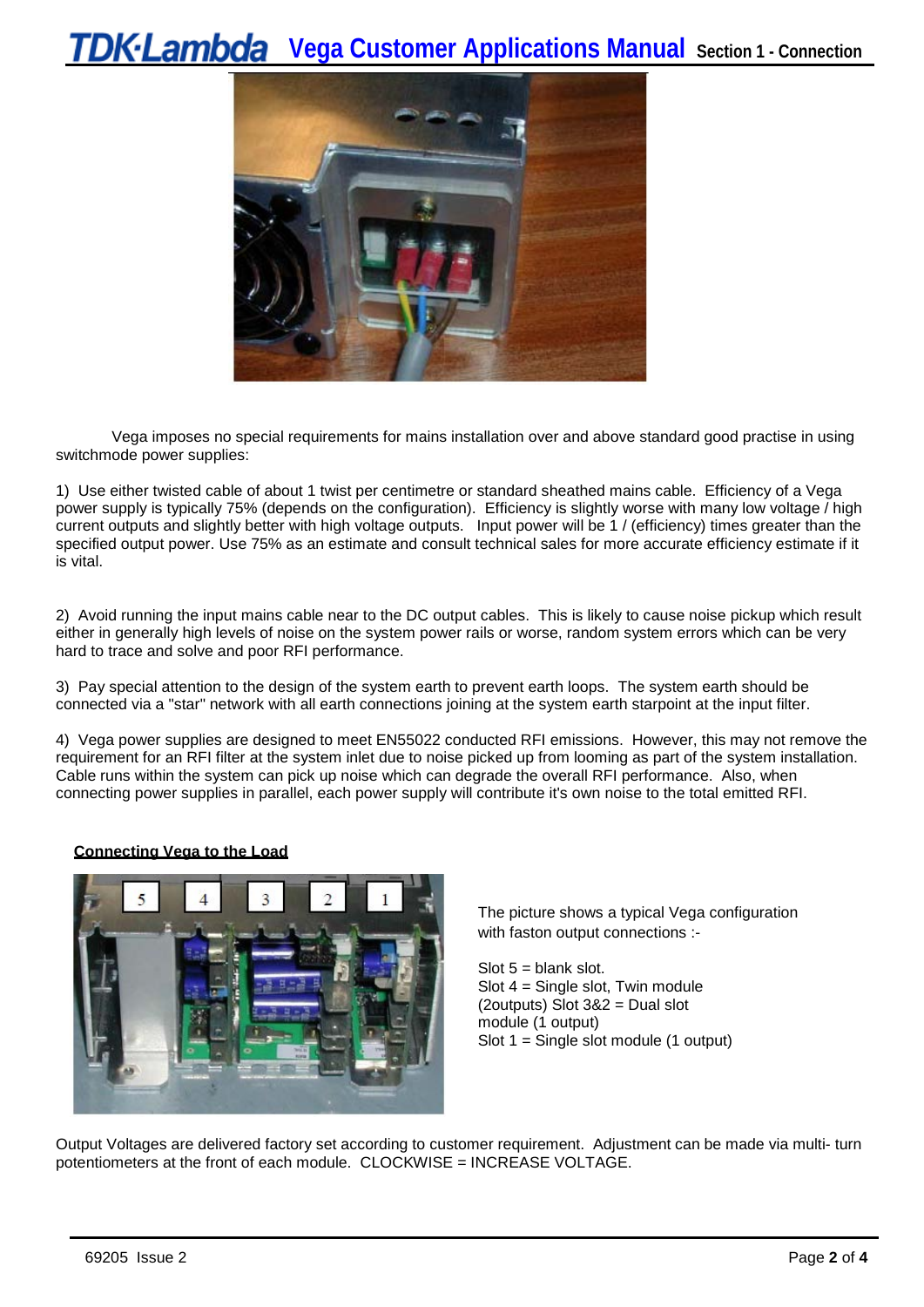Vega imposes no special requirements for mains installation over and above standard good practise in using switchmode power supplies:

1) Use either twisted cable of about 1 twist per centimetre or standard sheathed mains cable. Efficiency of a Vega power supply is typically 75% (depends on the configuration). Efficiency is slightly worse with many low voltage / high current outputs and slightly better with high voltage outputs. Input power will be 1 / (efficiency) times greater than the specified output power. Use 75% as an estimate and consult technical sales for more accurate efficiency estimate if it is vital.

2) Avoid running the input mains cable near to the DC output cables. This is likely to cause noise pickup which result either in generally high levels of noise on the system power rails or worse, random system errors which can be very hard to trace and solve and poor RFI performance.

3) Pay special attention to the design of the system earth to prevent earth loops. The system earth should be connected via a "star" network with all earth connections joining at the system earth starpoint at the input filter.

4) Vega power supplies are designed to meet EN55022 conducted RFI emissions. However, this may not remove the requirement for an RFI filter at the system inlet due to noise picked up from looming as part of the system installation. Cable runs within the system can pick up noise which can degrade the overall RFI performance. Also, when connecting power supplies in parallel, each power supply will contribute it's own noise to the total emitted RFI.

## Connecting Vega to the Load

The picture shows a typical Vega configuration with faston output connections :-

Slot 5 = blank slot.
Slot 4 = Single slot, Twin module (2outputs) Slot 3&2 = Dual slot module (1 output)
Slot 1 = Single slot module (1 output)

Output Voltages are delivered factory set according to customer requirement. Adjustment can be made via multi- turn potentiometers at the front of each module. CLOCKWISE = INCREASE VOLTAGE.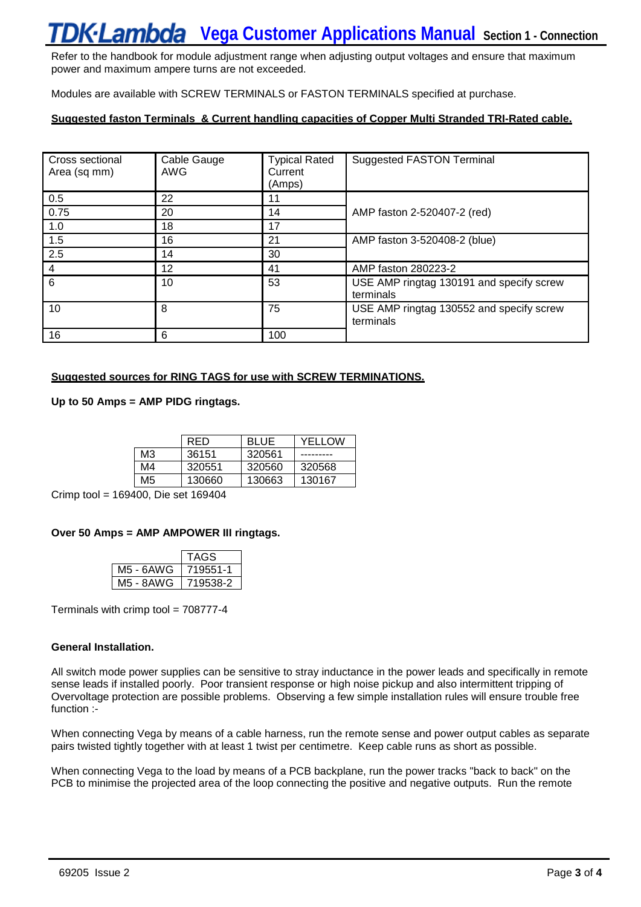Refer to the handbook for module adjustment range when adjusting output voltages and ensure that maximum power and maximum ampere turns are not exceeded.

Modules are available with SCREW TERMINALS or FASTON TERMINALS specified at purchase.

**Suggested faston Terminals & Current handling capacities of Copper Multi Stranded TRI-Rated cable.**

| Cross sectional Area (sq mm) | Cable Gauge AWG | Typical Rated Current (Amps) | Suggested FASTON Terminal |
|---|---|---|---|
| 0.5 | 22 | 11 | AMP faston 2-520407-2 (red) |
| 0.75 | 20 | 14 | |
| 1.0 | 18 | 17 | |
| 1.5 | 16 | 21 | AMP faston 3-520408-2 (blue) |
| 2.5 | 14 | 30 | |
| 4 | 12 | 41 | AMP faston 280223-2 |
| 6 | 10 | 53 | USE AMP ringtag 130191 and specify screw terminals |
| 10 | 8 | 75 | USE AMP ringtag 130552 and specify screw terminals |
| 16 | 6 | 100 | |

**Suggested sources for RING TAGS for use with SCREW TERMINATIONS.**

**Up to 50 Amps = AMP PIDG ringtags.**

| | RED | BLUE | YELLOW |
|---|---|---|---|
| M3 | 36151 | 320561 | --------- |
| M4 | 320551 | 320560 | 320568 |
| M5 | 130660 | 130663 | 130167 |

Crimp tool = 169400, Die set 169404

**Over 50 Amps = AMP AMPOWER III ringtags.**

| | TAGS |
|---|---|
| M5 - 6AWG | 719551-1 |
| M5 - 8AWG | 719538-2 |

Terminals with crimp tool = 708777-4

**General Installation.**

All switch mode power supplies can be sensitive to stray inductance in the power leads and specifically in remote sense leads if installed poorly. Poor transient response or high noise pickup and also intermittent tripping of Overvoltage protection are possible problems. Observing a few simple installation rules will ensure trouble free function :-

When connecting Vega by means of a cable harness, run the remote sense and power output cables as separate pairs twisted tightly together with at least 1 twist per centimetre. Keep cable runs as short as possible.

When connecting Vega to the load by means of a PCB backplane, run the power tracks "back to back" on the PCB to minimise the projected area of the loop connecting the positive and negative outputs. Run the remote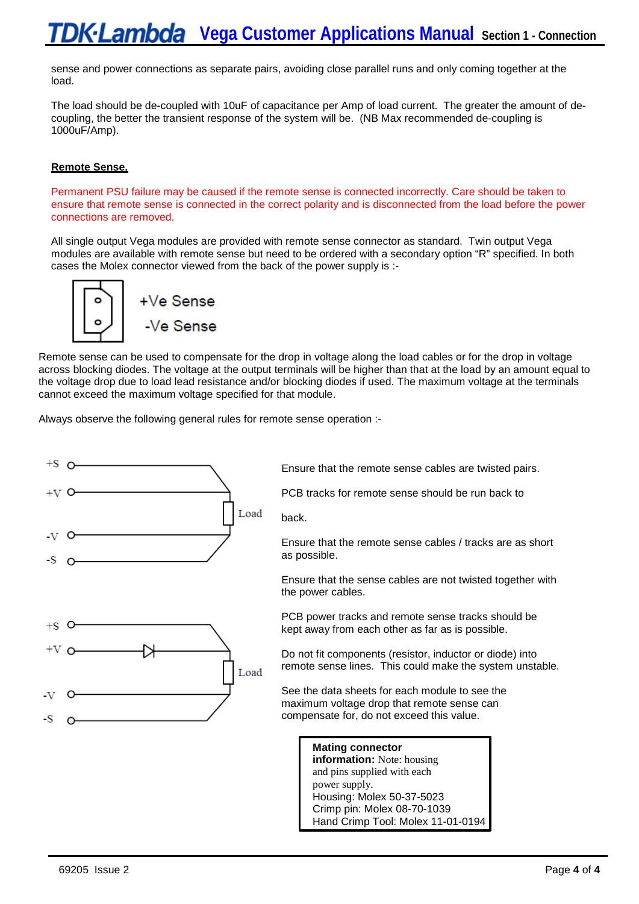sense and power connections as separate pairs, avoiding close parallel runs and only coming together at the load.

The load should be de-coupled with 10uF of capacitance per Amp of load current. The greater the amount of de-coupling, the better the transient response of the system will be. (NB Max recommended de-coupling is 1000uF/Amp).

**Remote Sense.**

Permanent PSU failure may be caused if the remote sense is connected incorrectly. Care should be taken to ensure that remote sense is connected in the correct polarity and is disconnected from the load before the power connections are removed.

All single output Vega modules are provided with remote sense connector as standard. Twin output Vega modules are available with remote sense but need to be ordered with a secondary option "R" specified. In both cases the Molex connector viewed from the back of the power supply is :-

+Ve Sense
-Ve Sense

Remote sense can be used to compensate for the drop in voltage along the load cables or for the drop in voltage across blocking diodes. The voltage at the output terminals will be higher than that at the load by an amount equal to the voltage drop due to load lead resistance and/or blocking diodes if used. The maximum voltage at the terminals cannot exceed the maximum voltage specified for that module.

Always observe the following general rules for remote sense operation :-

+S
+V
Load
-V
-S

+S
+V
Load
-V
-S

Ensure that the remote sense cables are twisted pairs.

PCB tracks for remote sense should be run back to back.

Ensure that the remote sense cables / tracks are as short as possible.

Ensure that the sense cables are not twisted together with the power cables.

PCB power tracks and remote sense tracks should be kept away from each other as far as is possible.

Do not fit components (resistor, inductor or diode) into remote sense lines. This could make the system unstable.

See the data sheets for each module to see the maximum voltage drop that remote sense can compensate for, do not exceed this value.

**Mating connector information:** Note: housing and pins supplied with each power supply.
Housing: Molex 50-37-5023
Crimp pin: Molex 08-70-1039
Hand Crimp Tool: Molex 11-01-0194

69205 Issue 2